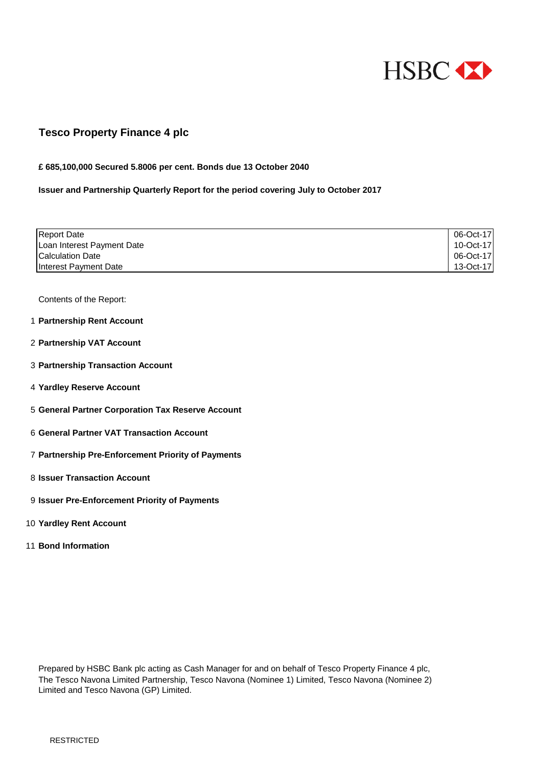HSBC

# Tesco Property Finance 4 plc

**£ 685,100,000 Secured 5.8006 per cent. Bonds due 13 October 2040**

**Issuer and Partnership Quarterly Report for the period covering July to October 2017**

| | |
|---|---|
| Report Date | 06-Oct-17 |
| Loan Interest Payment Date | 10-Oct-17 |
| Calculation Date | 06-Oct-17 |
| Interest Payment Date | 13-Oct-17 |

Contents of the Report:

1. **Partnership Rent Account**
2. **Partnership VAT Account**
3. **Partnership Transaction Account**
4. **Yardley Reserve Account**
5. **General Partner Corporation Tax Reserve Account**
6. **General Partner VAT Transaction Account**
7. **Partnership Pre-Enforcement Priority of Payments**
8. **Issuer Transaction Account**
9. **Issuer Pre-Enforcement Priority of Payments**
10. **Yardley Rent Account**
11. **Bond Information**

Prepared by HSBC Bank plc acting as Cash Manager for and on behalf of Tesco Property Finance 4 plc, The Tesco Navona Limited Partnership, Tesco Navona (Nominee 1) Limited, Tesco Navona (Nominee 2) Limited and Tesco Navona (GP) Limited.

RESTRICTED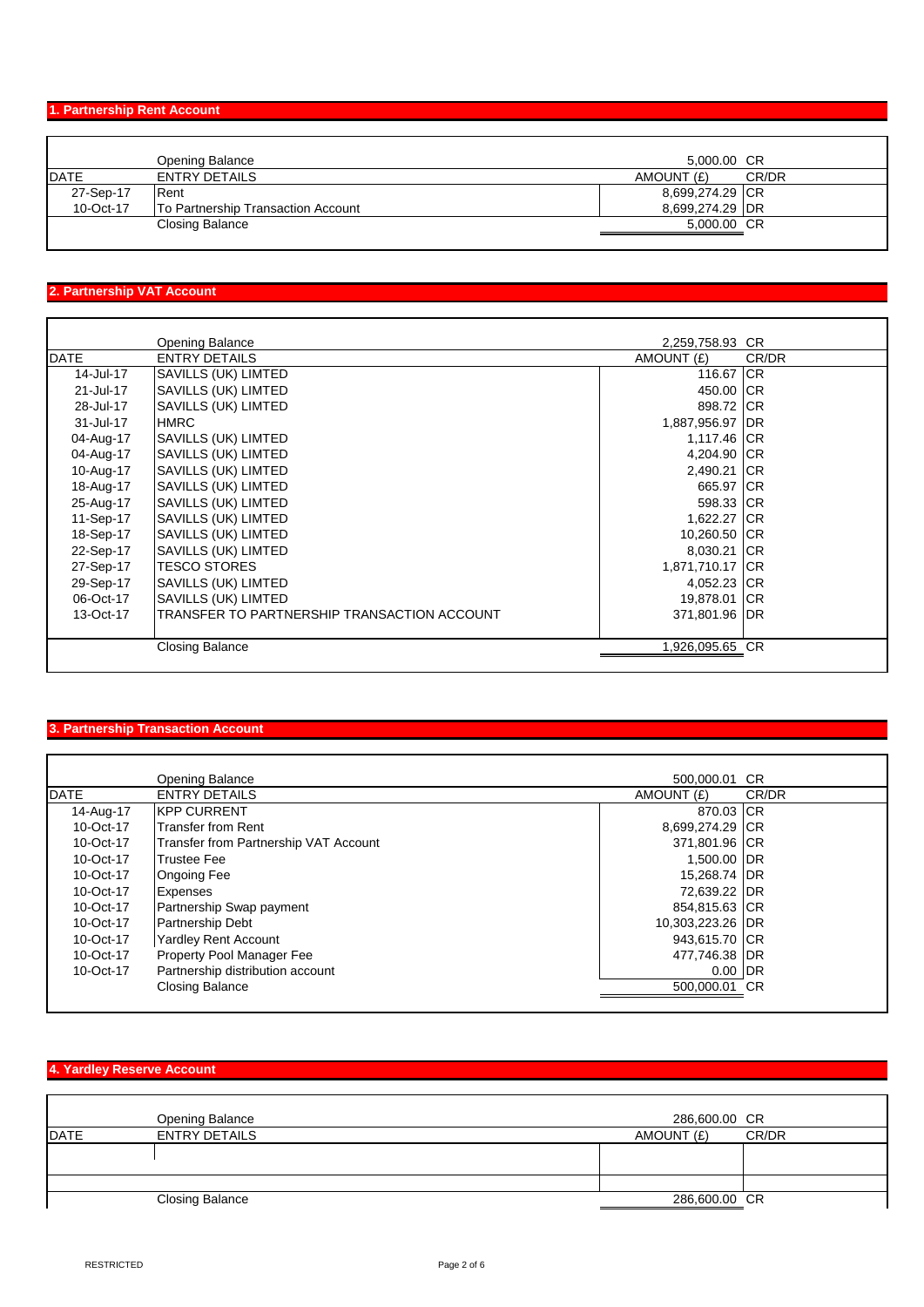## 1. Partnership Rent Account

| DATE | ENTRY DETAILS | AMOUNT (£) | CR/DR |
|---|---|---|---|
| | Opening Balance | 5,000.00 | CR |
| 27-Sep-17 | Rent | 8,699,274.29 | CR |
| 10-Oct-17 | To Partnership Transaction Account | 8,699,274.29 | DR |
| | Closing Balance | 5,000.00 | CR |

## 2. Partnership VAT Account

| DATE | ENTRY DETAILS | AMOUNT (£) | CR/DR |
|---|---|---|---|
| | Opening Balance | 2,259,758.93 | CR |
| 14-Jul-17 | SAVILLS (UK) LIMTED | 116.67 | CR |
| 21-Jul-17 | SAVILLS (UK) LIMTED | 450.00 | CR |
| 28-Jul-17 | SAVILLS (UK) LIMTED | 898.72 | CR |
| 31-Jul-17 | HMRC | 1,887,956.97 | DR |
| 04-Aug-17 | SAVILLS (UK) LIMTED | 1,117.46 | CR |
| 04-Aug-17 | SAVILLS (UK) LIMTED | 4,204.90 | CR |
| 10-Aug-17 | SAVILLS (UK) LIMTED | 2,490.21 | CR |
| 18-Aug-17 | SAVILLS (UK) LIMTED | 665.97 | CR |
| 25-Aug-17 | SAVILLS (UK) LIMTED | 598.33 | CR |
| 11-Sep-17 | SAVILLS (UK) LIMTED | 1,622.27 | CR |
| 18-Sep-17 | SAVILLS (UK) LIMTED | 10,260.50 | CR |
| 22-Sep-17 | SAVILLS (UK) LIMTED | 8,030.21 | CR |
| 27-Sep-17 | TESCO STORES | 1,871,710.17 | CR |
| 29-Sep-17 | SAVILLS (UK) LIMTED | 4,052.23 | CR |
| 06-Oct-17 | SAVILLS (UK) LIMTED | 19,878.01 | CR |
| 13-Oct-17 | TRANSFER TO PARTNERSHIP TRANSACTION ACCOUNT | 371,801.96 | DR |
| | Closing Balance | 1,926,095.65 | CR |

## 3. Partnership Transaction Account

| DATE | ENTRY DETAILS | AMOUNT (£) | CR/DR |
|---|---|---|---|
| | Opening Balance | 500,000.01 | CR |
| 14-Aug-17 | KPP CURRENT | 870.03 | CR |
| 10-Oct-17 | Transfer from Rent | 8,699,274.29 | CR |
| 10-Oct-17 | Transfer from Partnership VAT Account | 371,801.96 | CR |
| 10-Oct-17 | Trustee Fee | 1,500.00 | DR |
| 10-Oct-17 | Ongoing Fee | 15,268.74 | DR |
| 10-Oct-17 | Expenses | 72,639.22 | DR |
| 10-Oct-17 | Partnership Swap payment | 854,815.63 | CR |
| 10-Oct-17 | Partnership Debt | 10,303,223.26 | DR |
| 10-Oct-17 | Yardley Rent Account | 943,615.70 | CR |
| 10-Oct-17 | Property Pool Manager Fee | 477,746.38 | DR |
| 10-Oct-17 | Partnership distribution account | 0.00 | DR |
| | Closing Balance | 500,000.01 | CR |

## 4. Yardley Reserve Account

| DATE | ENTRY DETAILS | AMOUNT (£) | CR/DR |
|---|---|---|---|
| | Opening Balance | 286,600.00 | CR |
| | | | |
| | Closing Balance | 286,600.00 | CR |

RESTRICTED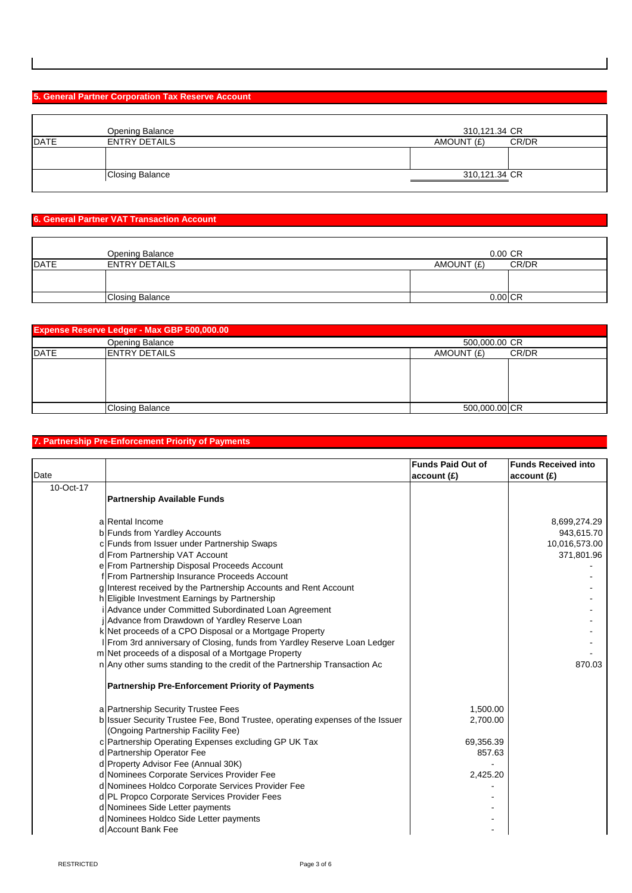## 5. General Partner Corporation Tax Reserve Account

| DATE | ENTRY DETAILS | AMOUNT (£) | CR/DR |
|---|---|---|---|
| | Opening Balance | 310,121.34 | CR |
| | | | |
| | Closing Balance | 310,121.34 | CR |

## 6. General Partner VAT Transaction Account

| DATE | ENTRY DETAILS | AMOUNT (£) | CR/DR |
|---|---|---|---|
| | Opening Balance | 0.00 | CR |
| | | | |
| | Closing Balance | 0.00 | CR |

## Expense Reserve Ledger - Max GBP 500,000.00

| DATE | ENTRY DETAILS | AMOUNT (£) | CR/DR |
|---|---|---|---|
| | Opening Balance | 500,000.00 | CR |
| | | | |
| | Closing Balance | 500,000.00 | CR |

## 7. Partnership Pre-Enforcement Priority of Payments

| Date | | | Funds Paid Out of account (£) | Funds Received into account (£) |
|---|---|---|---|---|
| 10-Oct-17 | | **Partnership Available Funds** | | |
| | a | Rental Income | | 8,699,274.29 |
| | b | Funds from Yardley Accounts | | 943,615.70 |
| | c | Funds from Issuer under Partnership Swaps | | 10,016,573.00 |
| | d | From Partnership VAT Account | | 371,801.96 |
| | e | From Partnership Disposal Proceeds Account | | - |
| | f | From Partnership Insurance Proceeds Account | | - |
| | g | Interest received by the Partnership Accounts and Rent Account | | - |
| | h | Eligible Investment Earnings by Partnership | | - |
| | i | Advance under Committed Subordinated Loan Agreement | | - |
| | j | Advance from Drawdown of Yardley Reserve Loan | | - |
| | k | Net proceeds of a CPO Disposal or a Mortgage Property | | - |
| | l | From 3rd anniversary of Closing, funds from Yardley Reserve Loan Ledger | | - |
| | m | Net proceeds of a disposal of a Mortgage Property | | - |
| | n | Any other sums standing to the credit of the Partnership Transaction Ac | | 870.03 |
| | | **Partnership Pre-Enforcement Priority of Payments** | | |
| | a | Partnership Security Trustee Fees | 1,500.00 | |
| | b | Issuer Security Trustee Fee, Bond Trustee, operating expenses of the Issuer (Ongoing Partnership Facility Fee) | 2,700.00 | |
| | c | Partnership Operating Expenses excluding GP UK Tax | 69,356.39 | |
| | d | Partnership Operator Fee | 857.63 | |
| | d | Property Advisor Fee (Annual 30K) | - | |
| | d | Nominees Corporate Services Provider Fee | 2,425.20 | |
| | d | Nominees Holdco Corporate Services Provider Fee | - | |
| | d | PL Propco Corporate Services Provider Fees | - | |
| | d | Nominees Side Letter payments | - | |
| | d | Nominees Holdco Side Letter payments | - | |
| | d | Account Bank Fee | - | |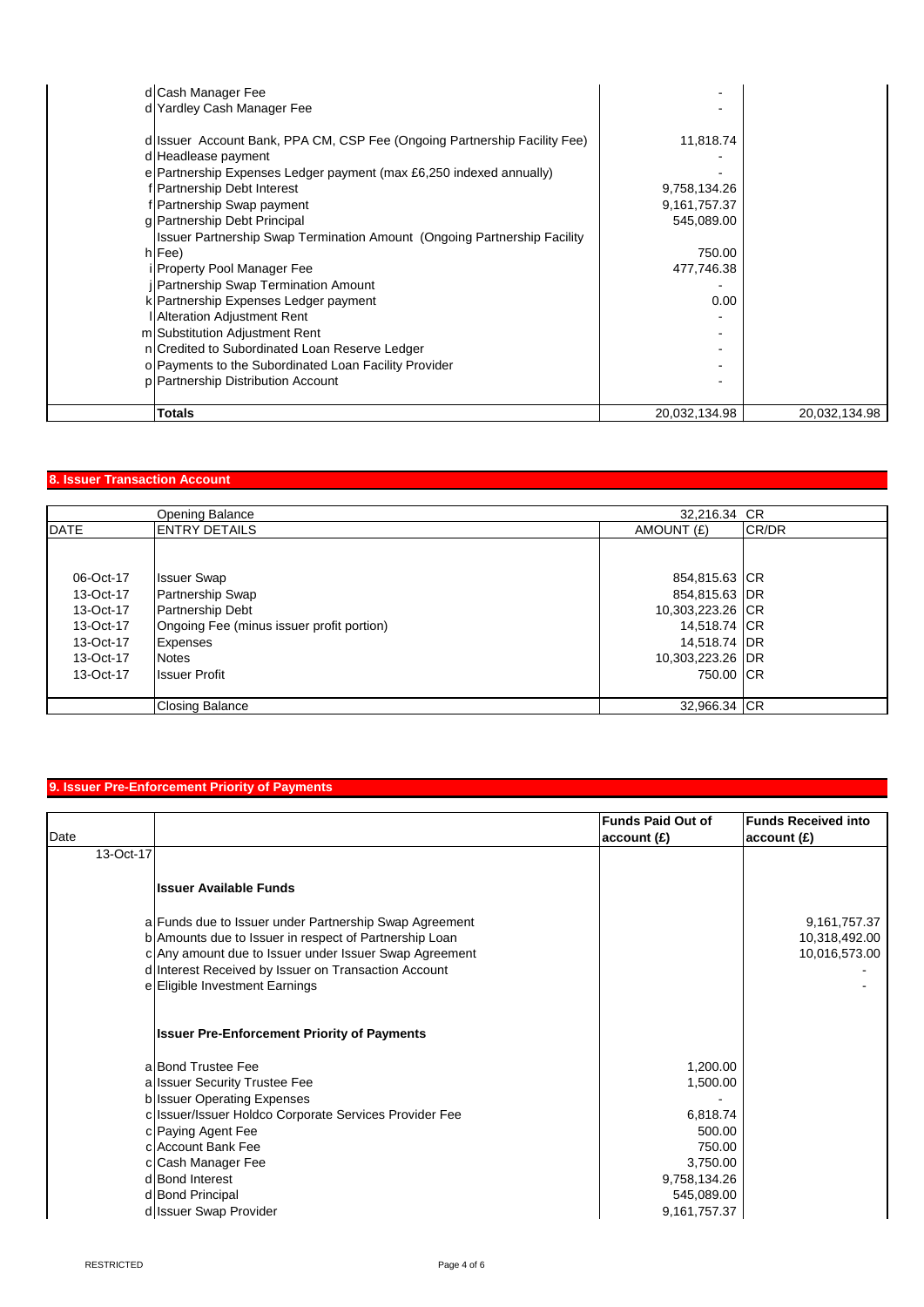| | | | |
|---|---|---|---|
| d | Cash Manager Fee | - | |
| d | Yardley Cash Manager Fee | - | |
| d | Issuer Account Bank, PPA CM, CSP Fee (Ongoing Partnership Facility Fee) | 11,818.74 | |
| d | Headlease payment | - | |
| e | Partnership Expenses Ledger payment (max £6,250 indexed annually) | - | |
| f | Partnership Debt Interest | 9,758,134.26 | |
| f | Partnership Swap payment | 9,161,757.37 | |
| g | Partnership Debt Principal | 545,089.00 | |
| h | Issuer Partnership Swap Termination Amount (Ongoing Partnership Facility Fee) | 750.00 | |
| i | Property Pool Manager Fee | 477,746.38 | |
| j | Partnership Swap Termination Amount | - | |
| k | Partnership Expenses Ledger payment | 0.00 | |
| l | Alteration Adjustment Rent | - | |
| m | Substitution Adjustment Rent | - | |
| n | Credited to Subordinated Loan Reserve Ledger | - | |
| o | Payments to the Subordinated Loan Facility Provider | - | |
| p | Partnership Distribution Account | - | |
| | **Totals** | 20,032,134.98 | 20,032,134.98 |

## 8. Issuer Transaction Account

| DATE | ENTRY DETAILS | AMOUNT (£) | CR/DR |
|---|---|---|---|
| | Opening Balance | 32,216.34 | CR |
| 06-Oct-17 | Issuer Swap | 854,815.63 | CR |
| 13-Oct-17 | Partnership Swap | 854,815.63 | DR |
| 13-Oct-17 | Partnership Debt | 10,303,223.26 | CR |
| 13-Oct-17 | Ongoing Fee (minus issuer profit portion) | 14,518.74 | CR |
| 13-Oct-17 | Expenses | 14,518.74 | DR |
| 13-Oct-17 | Notes | 10,303,223.26 | DR |
| 13-Oct-17 | Issuer Profit | 750.00 | CR |
| | Closing Balance | 32,966.34 | CR |

## 9. Issuer Pre-Enforcement Priority of Payments

| Date | | | Funds Paid Out of account (£) | Funds Received into account (£) |
|---|---|---|---|---|
| 13-Oct-17 | | | | |
| | | **Issuer Available Funds** | | |
| | a | Funds due to Issuer under Partnership Swap Agreement | | 9,161,757.37 |
| | b | Amounts due to Issuer in respect of Partnership Loan | | 10,318,492.00 |
| | c | Any amount due to Issuer under Issuer Swap Agreement | | 10,016,573.00 |
| | d | Interest Received by Issuer on Transaction Account | | - |
| | e | Eligible Investment Earnings | | - |
| | | **Issuer Pre-Enforcement Priority of Payments** | | |
| | a | Bond Trustee Fee | 1,200.00 | |
| | a | Issuer Security Trustee Fee | 1,500.00 | |
| | b | Issuer Operating Expenses | - | |
| | c | Issuer/Issuer Holdco Corporate Services Provider Fee | 6,818.74 | |
| | c | Paying Agent Fee | 500.00 | |
| | c | Account Bank Fee | 750.00 | |
| | c | Cash Manager Fee | 3,750.00 | |
| | d | Bond Interest | 9,758,134.26 | |
| | d | Bond Principal | 545,089.00 | |
| | d | Issuer Swap Provider | 9,161,757.37 | |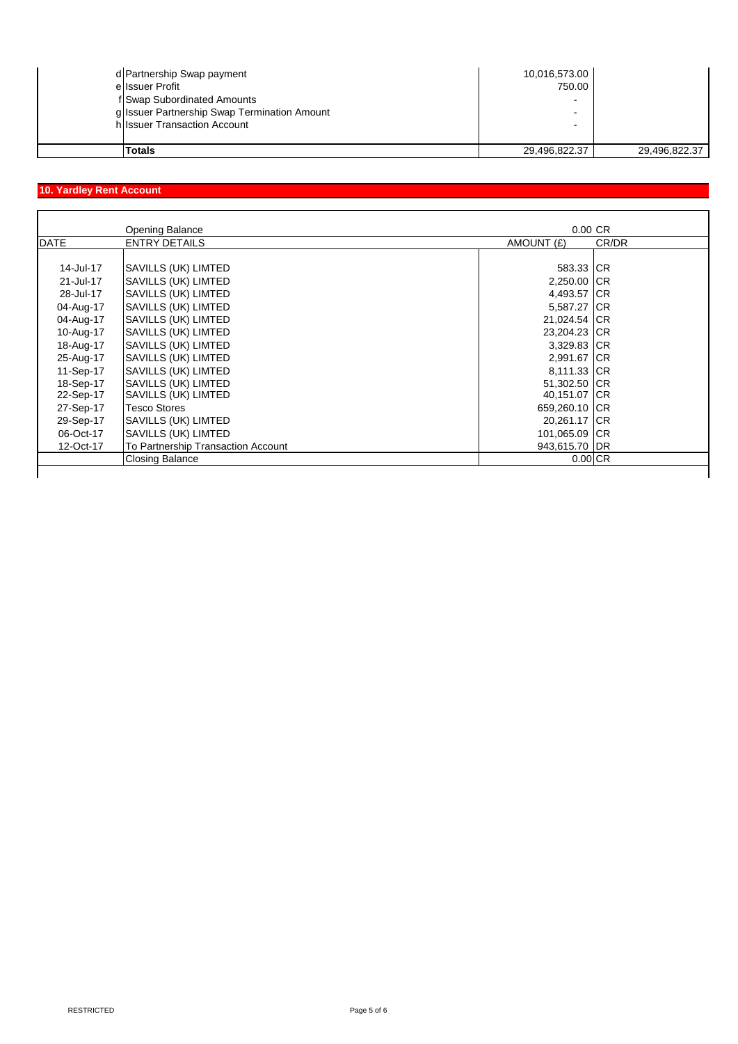| | | | |
|---|---|---|---|
| | d Partnership Swap payment | 10,016,573.00 | |
| | e Issuer Profit | 750.00 | |
| | f Swap Subordinated Amounts | - | |
| | g Issuer Partnership Swap Termination Amount | - | |
| | h Issuer Transaction Account | - | |
| | **Totals** | 29,496,822.37 | 29,496,822.37 |

## 10. Yardley Rent Account

| DATE | ENTRY DETAILS | AMOUNT (£) | CR/DR |
|---|---|---|---|
| | Opening Balance | 0.00 | CR |
| 14-Jul-17 | SAVILLS (UK) LIMTED | 583.33 | CR |
| 21-Jul-17 | SAVILLS (UK) LIMTED | 2,250.00 | CR |
| 28-Jul-17 | SAVILLS (UK) LIMTED | 4,493.57 | CR |
| 04-Aug-17 | SAVILLS (UK) LIMTED | 5,587.27 | CR |
| 04-Aug-17 | SAVILLS (UK) LIMTED | 21,024.54 | CR |
| 10-Aug-17 | SAVILLS (UK) LIMTED | 23,204.23 | CR |
| 18-Aug-17 | SAVILLS (UK) LIMTED | 3,329.83 | CR |
| 25-Aug-17 | SAVILLS (UK) LIMTED | 2,991.67 | CR |
| 11-Sep-17 | SAVILLS (UK) LIMTED | 8,111.33 | CR |
| 18-Sep-17 | SAVILLS (UK) LIMTED | 51,302.50 | CR |
| 22-Sep-17 | SAVILLS (UK) LIMTED | 40,151.07 | CR |
| 27-Sep-17 | Tesco Stores | 659,260.10 | CR |
| 29-Sep-17 | SAVILLS (UK) LIMTED | 20,261.17 | CR |
| 06-Oct-17 | SAVILLS (UK) LIMTED | 101,065.09 | CR |
| 12-Oct-17 | To Partnership Transaction Account | 943,615.70 | DR |
| | Closing Balance | 0.00 | CR |

RESTRICTED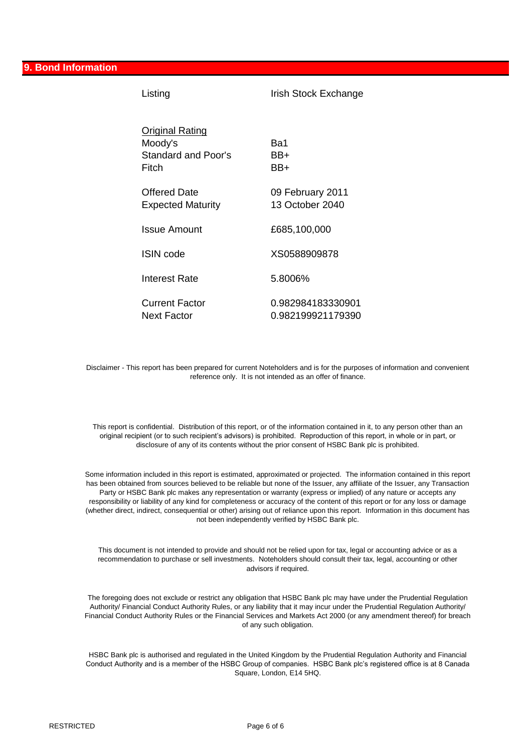## 9. Bond Information

| | |
|---|---|
| Listing | Irish Stock Exchange |
| <u>Original Rating</u> | |
| Moody's | Ba1 |
| Standard and Poor's | BB+ |
| Fitch | BB+ |
| Offered Date | 09 February 2011 |
| Expected Maturity | 13 October 2040 |
| Issue Amount | £685,100,000 |
| ISIN code | XS0588909878 |
| Interest Rate | 5.8006% |
| Current Factor | 0.982984183330901 |
| Next Factor | 0.982199921179390 |

Disclaimer - This report has been prepared for current Noteholders and is for the purposes of information and convenient reference only. It is not intended as an offer of finance.

This report is confidential. Distribution of this report, or of the information contained in it, to any person other than an original recipient (or to such recipient's advisors) is prohibited. Reproduction of this report, in whole or in part, or disclosure of any of its contents without the prior consent of HSBC Bank plc is prohibited.

Some information included in this report is estimated, approximated or projected. The information contained in this report has been obtained from sources believed to be reliable but none of the Issuer, any affiliate of the Issuer, any Transaction Party or HSBC Bank plc makes any representation or warranty (express or implied) of any nature or accepts any responsibility or liability of any kind for completeness or accuracy of the content of this report or for any loss or damage (whether direct, indirect, consequential or other) arising out of reliance upon this report. Information in this document has not been independently verified by HSBC Bank plc.

This document is not intended to provide and should not be relied upon for tax, legal or accounting advice or as a recommendation to purchase or sell investments. Noteholders should consult their tax, legal, accounting or other advisors if required.

The foregoing does not exclude or restrict any obligation that HSBC Bank plc may have under the Prudential Regulation Authority/ Financial Conduct Authority Rules, or any liability that it may incur under the Prudential Regulation Authority/ Financial Conduct Authority Rules or the Financial Services and Markets Act 2000 (or any amendment thereof) for breach of any such obligation.

HSBC Bank plc is authorised and regulated in the United Kingdom by the Prudential Regulation Authority and Financial Conduct Authority and is a member of the HSBC Group of companies. HSBC Bank plc's registered office is at 8 Canada Square, London, E14 5HQ.

RESTRICTED